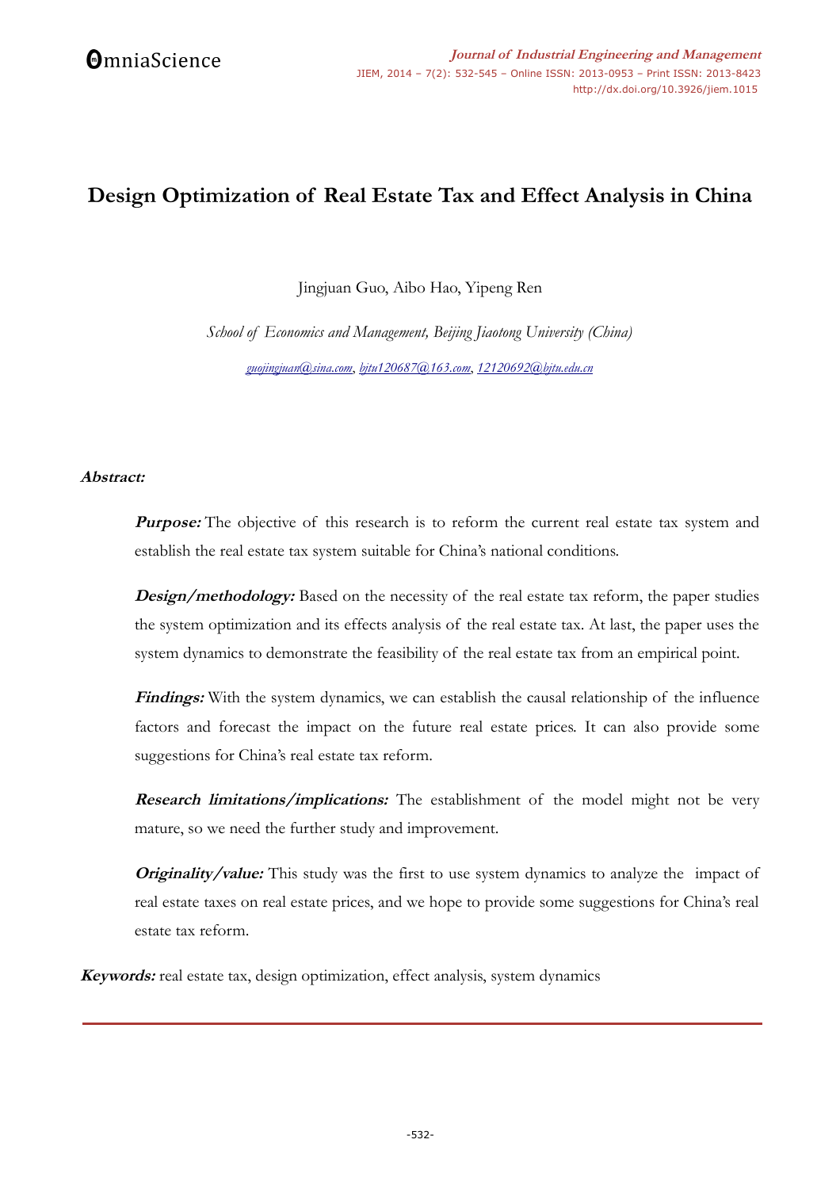# Design Optimization of Real Estate Tax and Effect Analysis in China

Jingjuan Guo, Aibo Hao, Yipeng Ren

*School of Economics and Management, Beijing Jiaotong University (China)*

*guojingjuan@sina.com, bjtu120687@163.com, 12120692@bjtu.edu.cn*

***Abstract:***

***Purpose:*** The objective of this research is to reform the current real estate tax system and establish the real estate tax system suitable for China's national conditions.

***Design/methodology:*** Based on the necessity of the real estate tax reform, the paper studies the system optimization and its effects analysis of the real estate tax. At last, the paper uses the system dynamics to demonstrate the feasibility of the real estate tax from an empirical point.

***Findings:*** With the system dynamics, we can establish the causal relationship of the influence factors and forecast the impact on the future real estate prices. It can also provide some suggestions for China's real estate tax reform.

***Research limitations/implications:*** The establishment of the model might not be very mature, so we need the further study and improvement.

***Originality/value:*** This study was the first to use system dynamics to analyze the impact of real estate taxes on real estate prices, and we hope to provide some suggestions for China's real estate tax reform.

***Keywords:*** real estate tax, design optimization, effect analysis, system dynamics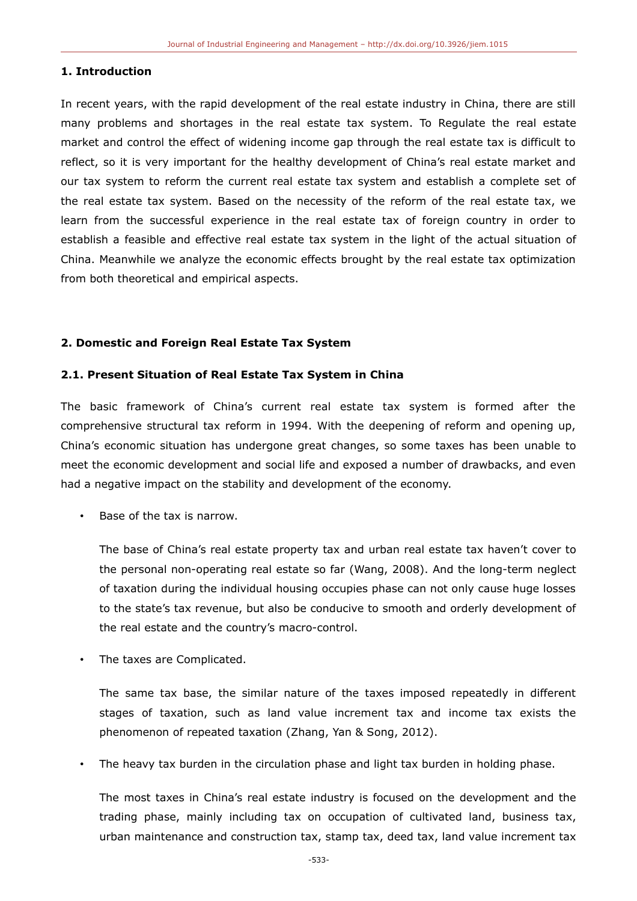## 1. Introduction

In recent years, with the rapid development of the real estate industry in China, there are still many problems and shortages in the real estate tax system. To Regulate the real estate market and control the effect of widening income gap through the real estate tax is difficult to reflect, so it is very important for the healthy development of China's real estate market and our tax system to reform the current real estate tax system and establish a complete set of the real estate tax system. Based on the necessity of the reform of the real estate tax, we learn from the successful experience in the real estate tax of foreign country in order to establish a feasible and effective real estate tax system in the light of the actual situation of China. Meanwhile we analyze the economic effects brought by the real estate tax optimization from both theoretical and empirical aspects.

## 2. Domestic and Foreign Real Estate Tax System

### 2.1. Present Situation of Real Estate Tax System in China

The basic framework of China's current real estate tax system is formed after the comprehensive structural tax reform in 1994. With the deepening of reform and opening up, China's economic situation has undergone great changes, so some taxes has been unable to meet the economic development and social life and exposed a number of drawbacks, and even had a negative impact on the stability and development of the economy.

- Base of the tax is narrow.

  The base of China's real estate property tax and urban real estate tax haven't cover to the personal non-operating real estate so far (Wang, 2008). And the long-term neglect of taxation during the individual housing occupies phase can not only cause huge losses to the state's tax revenue, but also be conducive to smooth and orderly development of the real estate and the country's macro-control.

- The taxes are Complicated.

  The same tax base, the similar nature of the taxes imposed repeatedly in different stages of taxation, such as land value increment tax and income tax exists the phenomenon of repeated taxation (Zhang, Yan & Song, 2012).

- The heavy tax burden in the circulation phase and light tax burden in holding phase.

  The most taxes in China's real estate industry is focused on the development and the trading phase, mainly including tax on occupation of cultivated land, business tax, urban maintenance and construction tax, stamp tax, deed tax, land value increment tax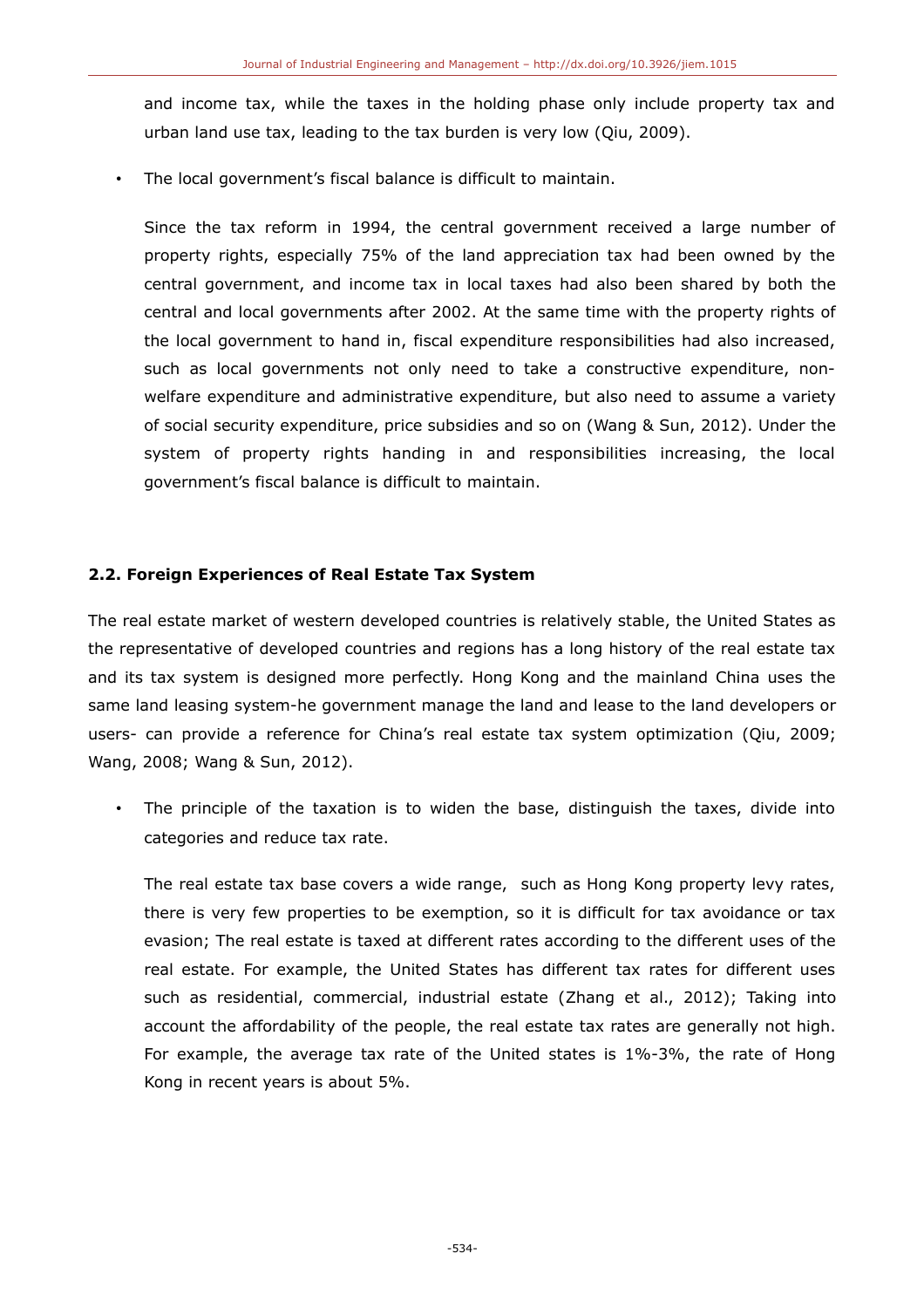and income tax, while the taxes in the holding phase only include property tax and urban land use tax, leading to the tax burden is very low (Qiu, 2009).

- The local government's fiscal balance is difficult to maintain.

  Since the tax reform in 1994, the central government received a large number of property rights, especially 75% of the land appreciation tax had been owned by the central government, and income tax in local taxes had also been shared by both the central and local governments after 2002. At the same time with the property rights of the local government to hand in, fiscal expenditure responsibilities had also increased, such as local governments not only need to take a constructive expenditure, non-welfare expenditure and administrative expenditure, but also need to assume a variety of social security expenditure, price subsidies and so on (Wang & Sun, 2012). Under the system of property rights handing in and responsibilities increasing, the local government's fiscal balance is difficult to maintain.

## 2.2. Foreign Experiences of Real Estate Tax System

The real estate market of western developed countries is relatively stable, the United States as the representative of developed countries and regions has a long history of the real estate tax and its tax system is designed more perfectly. Hong Kong and the mainland China uses the same land leasing system-he government manage the land and lease to the land developers or users- can provide a reference for China's real estate tax system optimization (Qiu, 2009; Wang, 2008; Wang & Sun, 2012).

- The principle of the taxation is to widen the base, distinguish the taxes, divide into categories and reduce tax rate.

  The real estate tax base covers a wide range, such as Hong Kong property levy rates, there is very few properties to be exemption, so it is difficult for tax avoidance or tax evasion; The real estate is taxed at different rates according to the different uses of the real estate. For example, the United States has different tax rates for different uses such as residential, commercial, industrial estate (Zhang et al., 2012); Taking into account the affordability of the people, the real estate tax rates are generally not high. For example, the average tax rate of the United states is 1%-3%, the rate of Hong Kong in recent years is about 5%.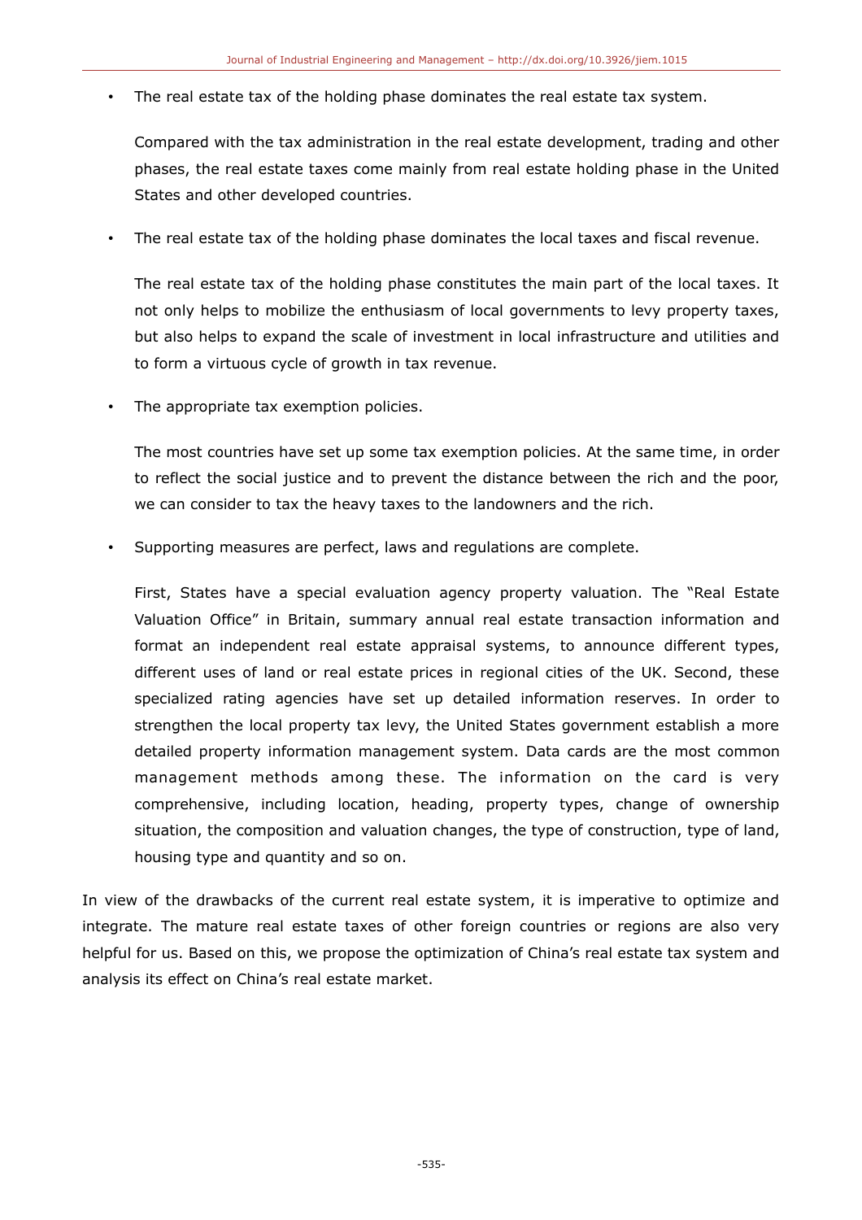- The real estate tax of the holding phase dominates the real estate tax system.

  Compared with the tax administration in the real estate development, trading and other phases, the real estate taxes come mainly from real estate holding phase in the United States and other developed countries.

- The real estate tax of the holding phase dominates the local taxes and fiscal revenue.

  The real estate tax of the holding phase constitutes the main part of the local taxes. It not only helps to mobilize the enthusiasm of local governments to levy property taxes, but also helps to expand the scale of investment in local infrastructure and utilities and to form a virtuous cycle of growth in tax revenue.

- The appropriate tax exemption policies.

  The most countries have set up some tax exemption policies. At the same time, in order to reflect the social justice and to prevent the distance between the rich and the poor, we can consider to tax the heavy taxes to the landowners and the rich.

- Supporting measures are perfect, laws and regulations are complete.

  First, States have a special evaluation agency property valuation. The "Real Estate Valuation Office" in Britain, summary annual real estate transaction information and format an independent real estate appraisal systems, to announce different types, different uses of land or real estate prices in regional cities of the UK. Second, these specialized rating agencies have set up detailed information reserves. In order to strengthen the local property tax levy, the United States government establish a more detailed property information management system. Data cards are the most common management methods among these. The information on the card is very comprehensive, including location, heading, property types, change of ownership situation, the composition and valuation changes, the type of construction, type of land, housing type and quantity and so on.

In view of the drawbacks of the current real estate system, it is imperative to optimize and integrate. The mature real estate taxes of other foreign countries or regions are also very helpful for us. Based on this, we propose the optimization of China's real estate tax system and analysis its effect on China's real estate market.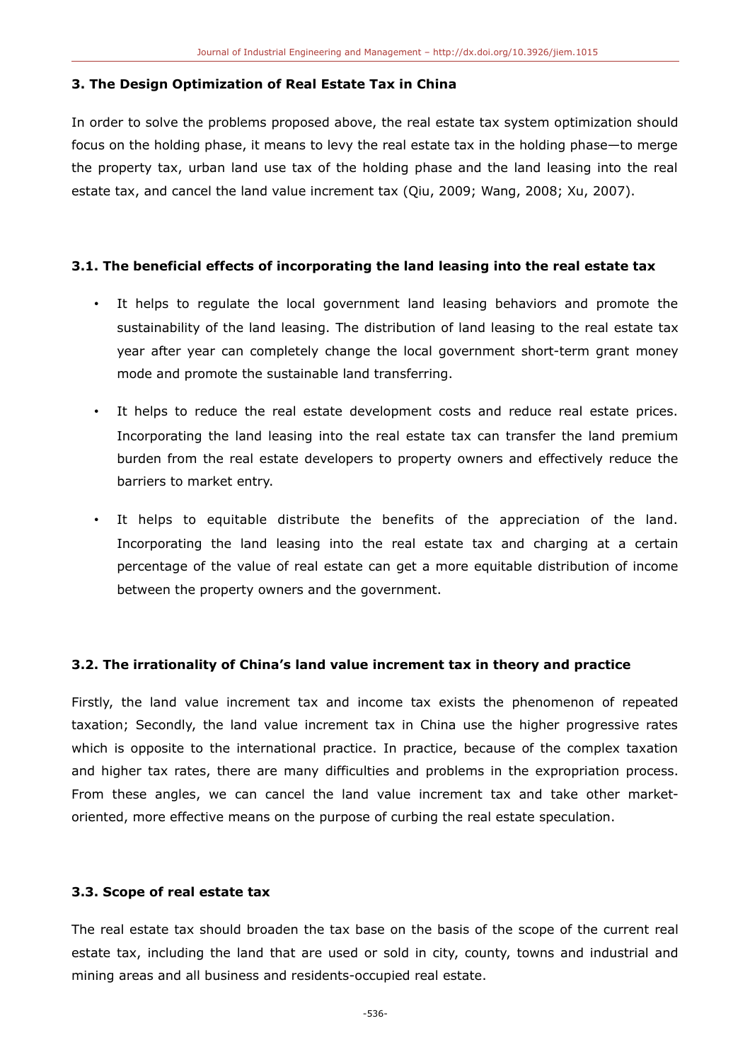## 3. The Design Optimization of Real Estate Tax in China

In order to solve the problems proposed above, the real estate tax system optimization should focus on the holding phase, it means to levy the real estate tax in the holding phase—to merge the property tax, urban land use tax of the holding phase and the land leasing into the real estate tax, and cancel the land value increment tax (Qiu, 2009; Wang, 2008; Xu, 2007).

### 3.1. The beneficial effects of incorporating the land leasing into the real estate tax

- It helps to regulate the local government land leasing behaviors and promote the sustainability of the land leasing. The distribution of land leasing to the real estate tax year after year can completely change the local government short-term grant money mode and promote the sustainable land transferring.
- It helps to reduce the real estate development costs and reduce real estate prices. Incorporating the land leasing into the real estate tax can transfer the land premium burden from the real estate developers to property owners and effectively reduce the barriers to market entry.
- It helps to equitable distribute the benefits of the appreciation of the land. Incorporating the land leasing into the real estate tax and charging at a certain percentage of the value of real estate can get a more equitable distribution of income between the property owners and the government.

### 3.2. The irrationality of China's land value increment tax in theory and practice

Firstly, the land value increment tax and income tax exists the phenomenon of repeated taxation; Secondly, the land value increment tax in China use the higher progressive rates which is opposite to the international practice. In practice, because of the complex taxation and higher tax rates, there are many difficulties and problems in the expropriation process. From these angles, we can cancel the land value increment tax and take other market-oriented, more effective means on the purpose of curbing the real estate speculation.

### 3.3. Scope of real estate tax

The real estate tax should broaden the tax base on the basis of the scope of the current real estate tax, including the land that are used or sold in city, county, towns and industrial and mining areas and all business and residents-occupied real estate.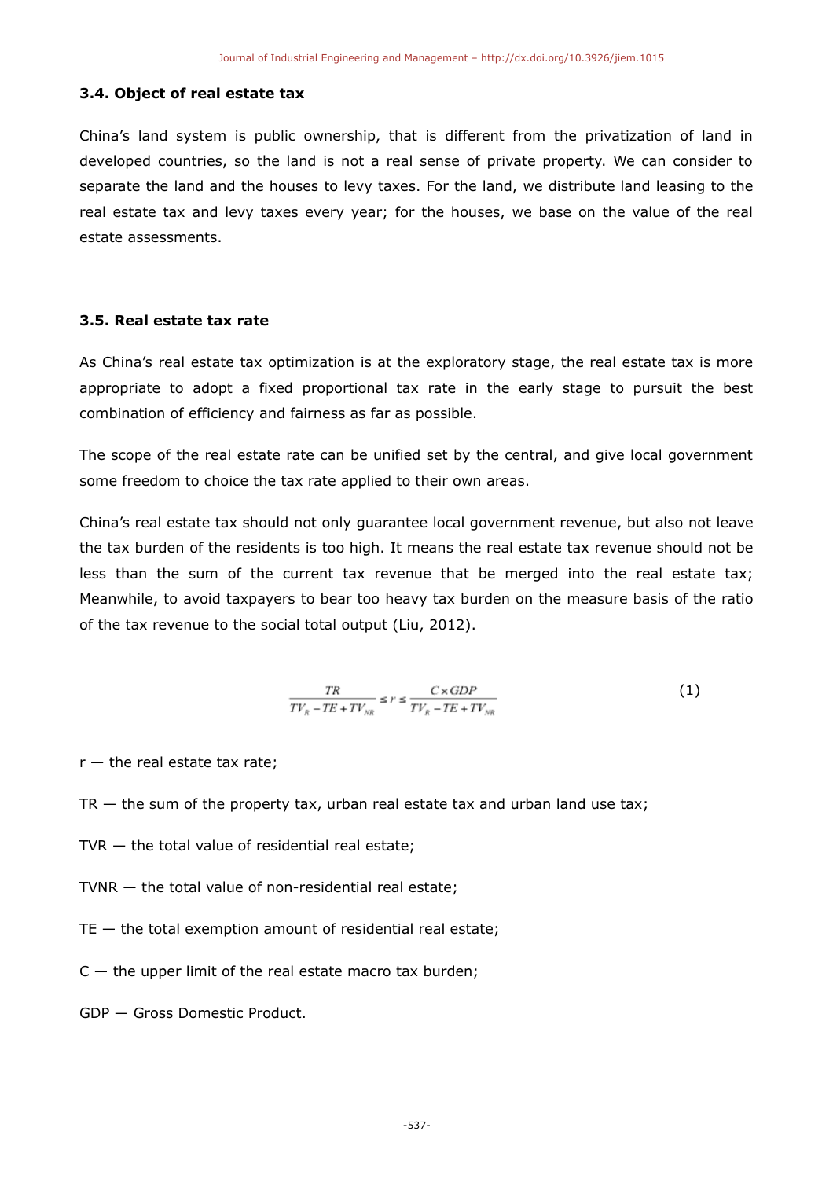### 3.4. Object of real estate tax

China's land system is public ownership, that is different from the privatization of land in developed countries, so the land is not a real sense of private property. We can consider to separate the land and the houses to levy taxes. For the land, we distribute land leasing to the real estate tax and levy taxes every year; for the houses, we base on the value of the real estate assessments.

### 3.5. Real estate tax rate

As China's real estate tax optimization is at the exploratory stage, the real estate tax is more appropriate to adopt a fixed proportional tax rate in the early stage to pursuit the best combination of efficiency and fairness as far as possible.

The scope of the real estate rate can be unified set by the central, and give local government some freedom to choice the tax rate applied to their own areas.

China's real estate tax should not only guarantee local government revenue, but also not leave the tax burden of the residents is too high. It means the real estate tax revenue should not be less than the sum of the current tax revenue that be merged into the real estate tax; Meanwhile, to avoid taxpayers to bear too heavy tax burden on the measure basis of the ratio of the tax revenue to the social total output (Liu, 2012).

$$\frac{TR}{TV_R - TE + TV_{NR}} \leq r \leq \frac{C \times GDP}{TV_R - TE + TV_{NR}} \tag{1}$$

r — the real estate tax rate;

TR — the sum of the property tax, urban real estate tax and urban land use tax;

TVR — the total value of residential real estate;

TVNR — the total value of non-residential real estate;

TE — the total exemption amount of residential real estate;

C — the upper limit of the real estate macro tax burden;

GDP — Gross Domestic Product.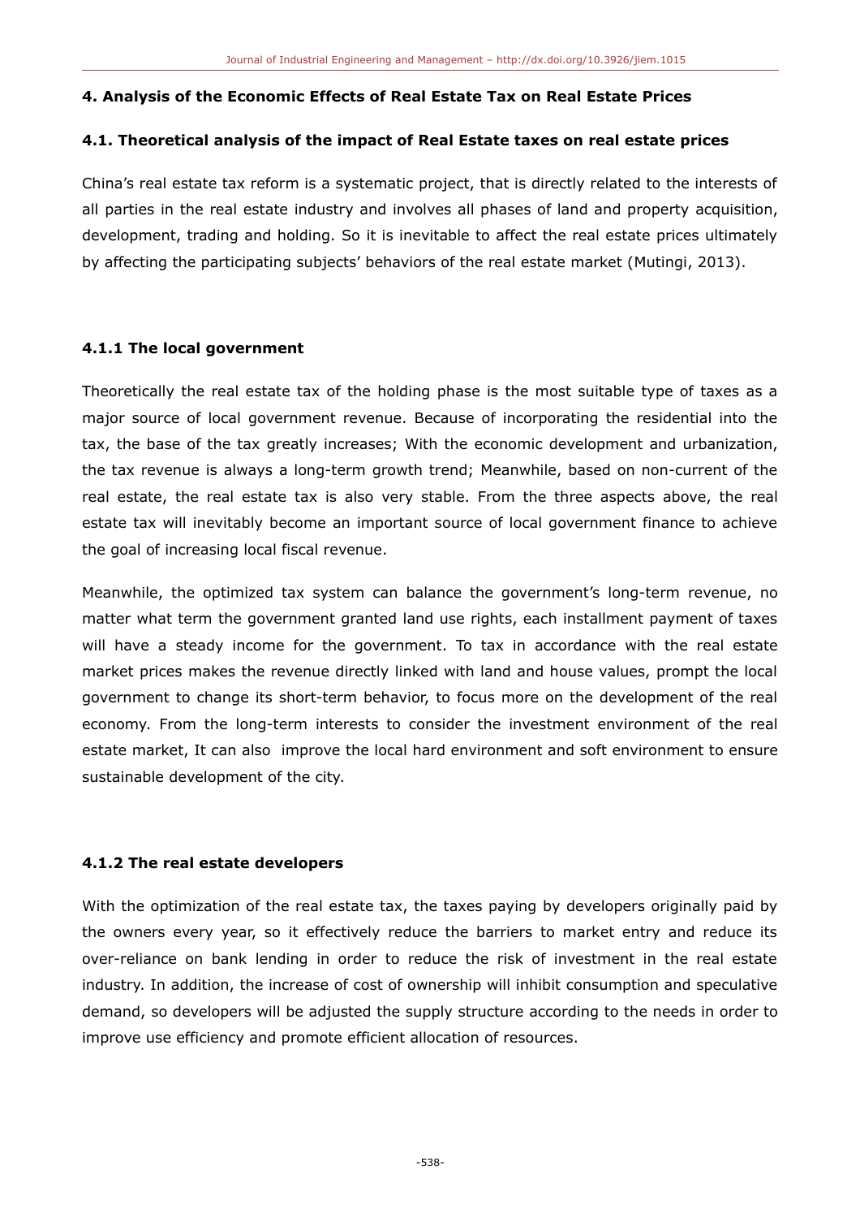## 4. Analysis of the Economic Effects of Real Estate Tax on Real Estate Prices

### 4.1. Theoretical analysis of the impact of Real Estate taxes on real estate prices

China's real estate tax reform is a systematic project, that is directly related to the interests of all parties in the real estate industry and involves all phases of land and property acquisition, development, trading and holding. So it is inevitable to affect the real estate prices ultimately by affecting the participating subjects' behaviors of the real estate market (Mutingi, 2013).

#### 4.1.1 The local government

Theoretically the real estate tax of the holding phase is the most suitable type of taxes as a major source of local government revenue. Because of incorporating the residential into the tax, the base of the tax greatly increases; With the economic development and urbanization, the tax revenue is always a long-term growth trend; Meanwhile, based on non-current of the real estate, the real estate tax is also very stable. From the three aspects above, the real estate tax will inevitably become an important source of local government finance to achieve the goal of increasing local fiscal revenue.

Meanwhile, the optimized tax system can balance the government's long-term revenue, no matter what term the government granted land use rights, each installment payment of taxes will have a steady income for the government. To tax in accordance with the real estate market prices makes the revenue directly linked with land and house values, prompt the local government to change its short-term behavior, to focus more on the development of the real economy. From the long-term interests to consider the investment environment of the real estate market, It can also improve the local hard environment and soft environment to ensure sustainable development of the city.

#### 4.1.2 The real estate developers

With the optimization of the real estate tax, the taxes paying by developers originally paid by the owners every year, so it effectively reduce the barriers to market entry and reduce its over-reliance on bank lending in order to reduce the risk of investment in the real estate industry. In addition, the increase of cost of ownership will inhibit consumption and speculative demand, so developers will be adjusted the supply structure according to the needs in order to improve use efficiency and promote efficient allocation of resources.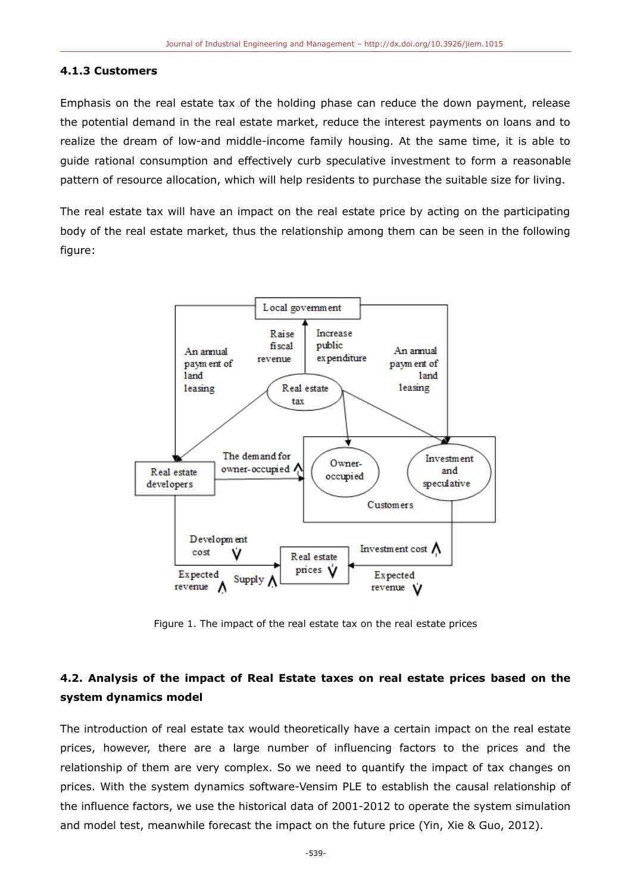### 4.1.3 Customers

Emphasis on the real estate tax of the holding phase can reduce the down payment, release the potential demand in the real estate market, reduce the interest payments on loans and to realize the dream of low-and middle-income family housing. At the same time, it is able to guide rational consumption and effectively curb speculative investment to form a reasonable pattern of resource allocation, which will help residents to purchase the suitable size for living.

The real estate tax will have an impact on the real estate price by acting on the participating body of the real estate market, thus the relationship among them can be seen in the following figure:

Figure 1. The impact of the real estate tax on the real estate prices

## 4.2. Analysis of the impact of Real Estate taxes on real estate prices based on the system dynamics model

The introduction of real estate tax would theoretically have a certain impact on the real estate prices, however, there are a large number of influencing factors to the prices and the relationship of them are very complex. So we need to quantify the impact of tax changes on prices. With the system dynamics software-Vensim PLE to establish the causal relationship of the influence factors, we use the historical data of 2001-2012 to operate the system simulation and model test, meanwhile forecast the impact on the future price (Yin, Xie & Guo, 2012).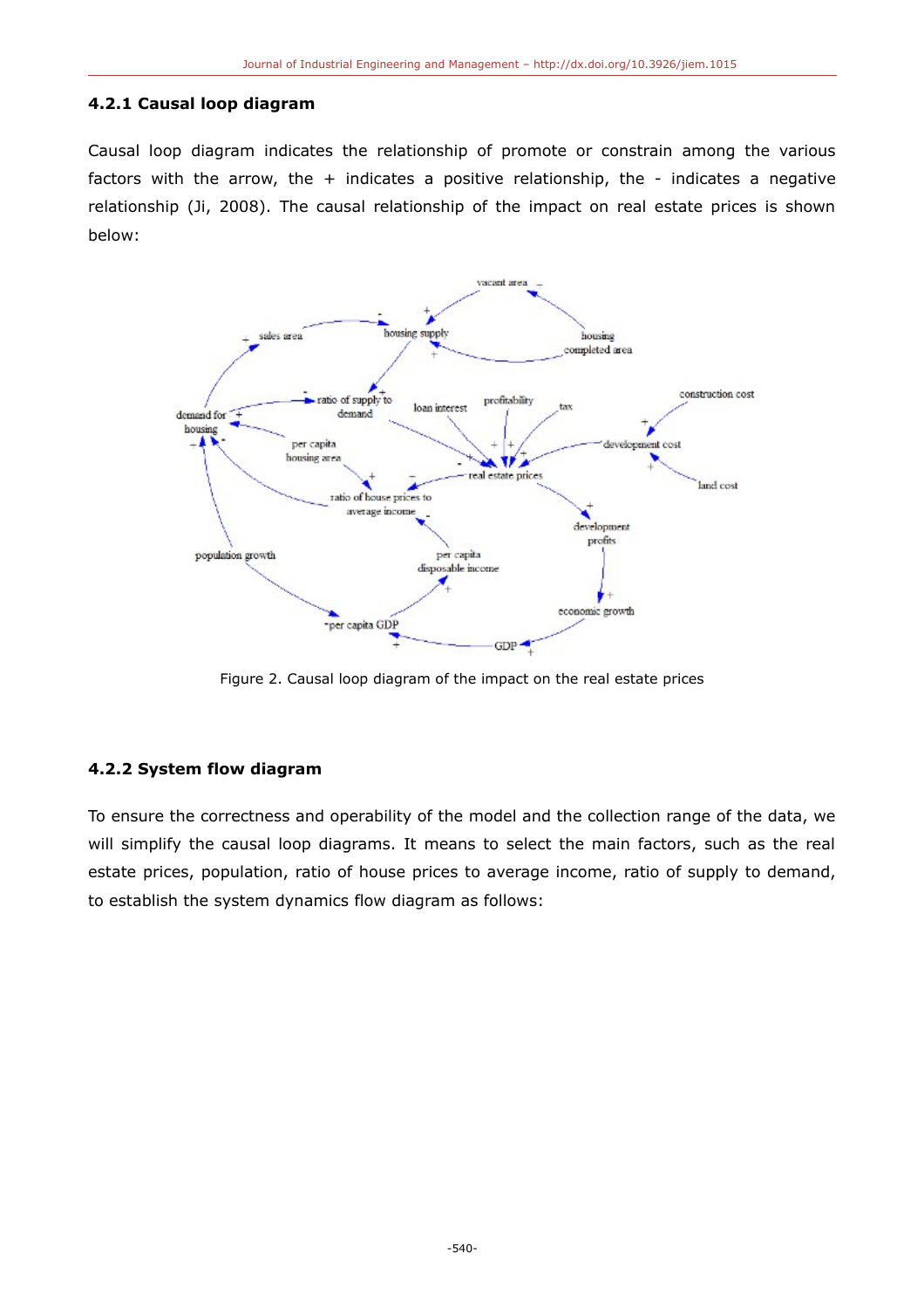### 4.2.1 Causal loop diagram

Causal loop diagram indicates the relationship of promote or constrain among the various factors with the arrow, the + indicates a positive relationship, the - indicates a negative relationship (Ji, 2008). The causal relationship of the impact on real estate prices is shown below:

Figure 2. Causal loop diagram of the impact on the real estate prices

### 4.2.2 System flow diagram

To ensure the correctness and operability of the model and the collection range of the data, we will simplify the causal loop diagrams. It means to select the main factors, such as the real estate prices, population, ratio of house prices to average income, ratio of supply to demand, to establish the system dynamics flow diagram as follows: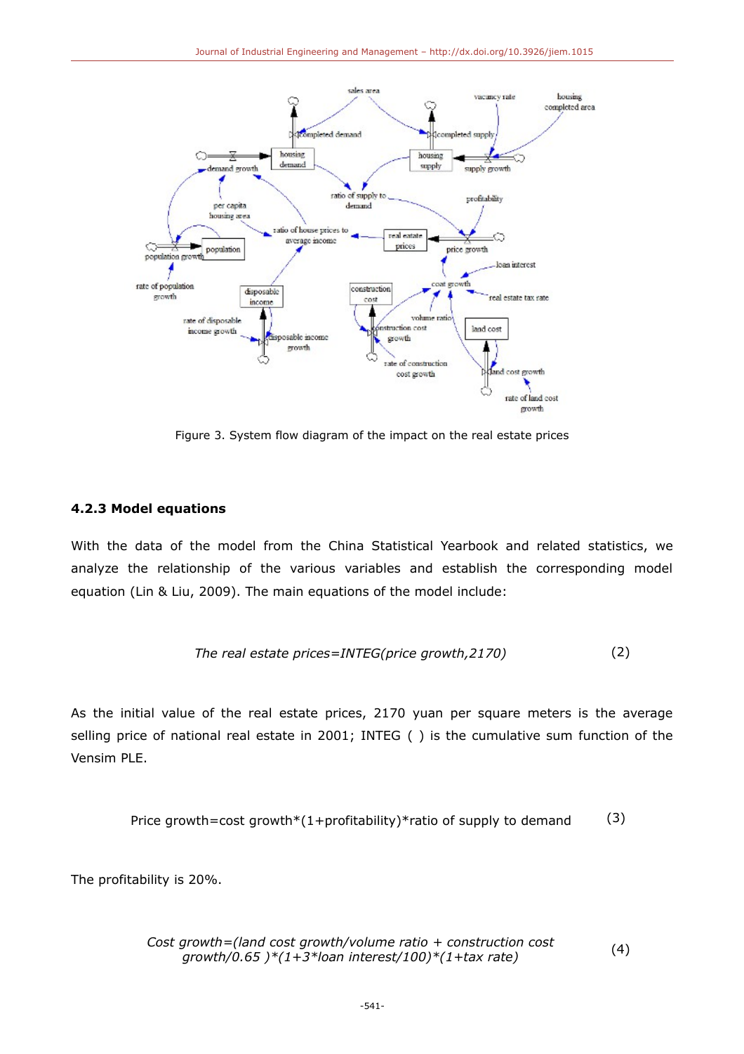Figure 3. System flow diagram of the impact on the real estate prices

### 4.2.3 Model equations

With the data of the model from the China Statistical Yearbook and related statistics, we analyze the relationship of the various variables and establish the corresponding model equation (Lin & Liu, 2009). The main equations of the model include:

$$\text{The real estate prices} = \text{INTEG}(\text{price growth}, 2170) \quad (2)$$

As the initial value of the real estate prices, 2170 yuan per square meters is the average selling price of national real estate in 2001; INTEG ( ) is the cumulative sum function of the Vensim PLE.

$$\text{Price growth} = \text{cost growth} * (1 + \text{profitability}) * \text{ratio of supply to demand} \quad (3)$$

The profitability is 20%.

$$\text{Cost growth} = (\text{land cost growth}/\text{volume ratio} + \text{construction cost growth}/0.65) * (1 + 3 * \text{loan interest}/100) * (1 + \text{tax rate}) \quad (4)$$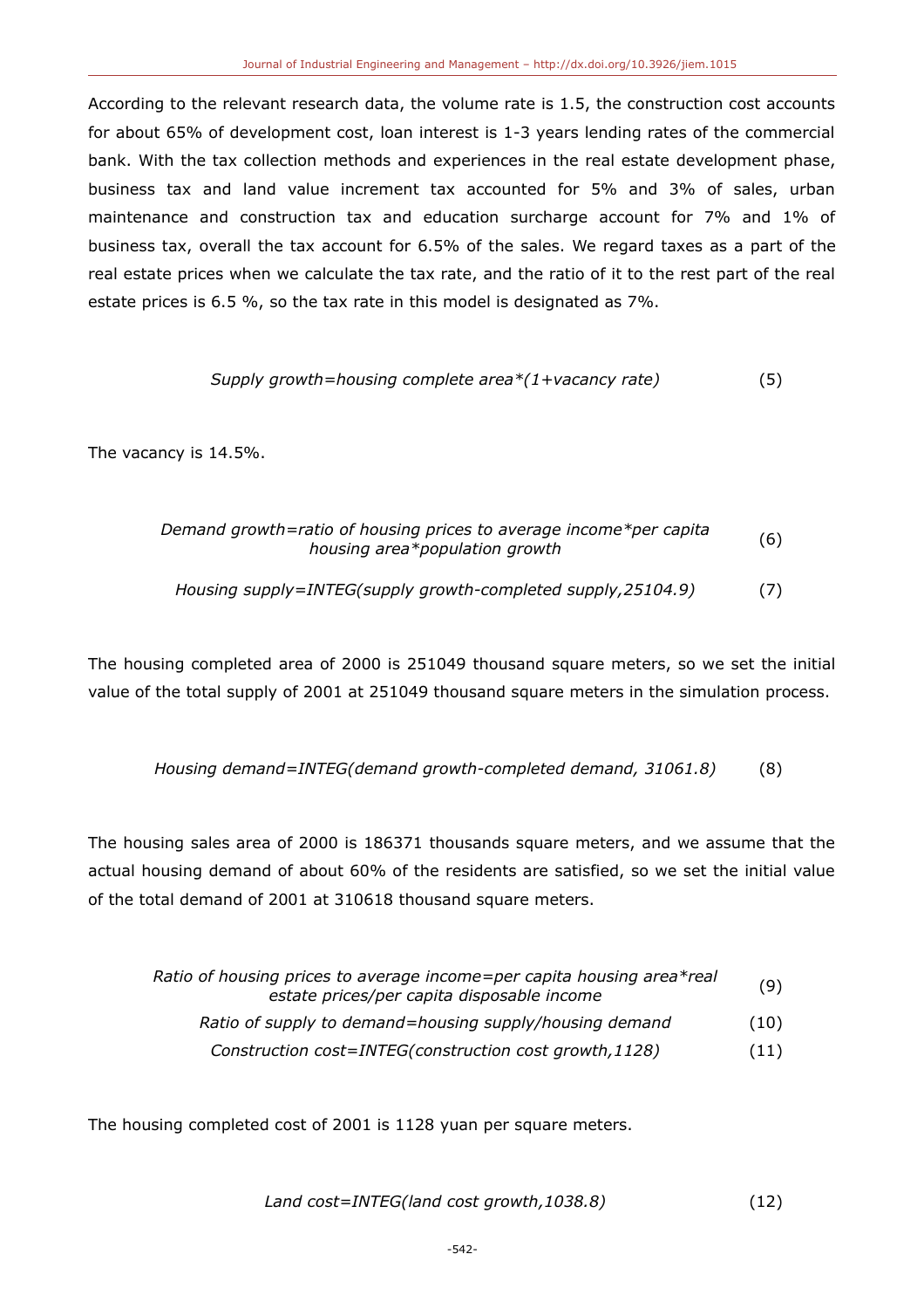According to the relevant research data, the volume rate is 1.5, the construction cost accounts for about 65% of development cost, loan interest is 1-3 years lending rates of the commercial bank. With the tax collection methods and experiences in the real estate development phase, business tax and land value increment tax accounted for 5% and 3% of sales, urban maintenance and construction tax and education surcharge account for 7% and 1% of business tax, overall the tax account for 6.5% of the sales. We regard taxes as a part of the real estate prices when we calculate the tax rate, and the ratio of it to the rest part of the real estate prices is 6.5 %, so the tax rate in this model is designated as 7%.

$$\textit{Supply growth=housing complete area*(1+vacancy rate)} \tag{5}$$

The vacancy is 14.5%.

$$\textit{Demand growth=ratio of housing prices to average income*per capita housing area*population growth} \tag{6}$$

$$\textit{Housing supply=INTEG(supply growth-completed supply,25104.9)} \tag{7}$$

The housing completed area of 2000 is 251049 thousand square meters, so we set the initial value of the total supply of 2001 at 251049 thousand square meters in the simulation process.

$$\textit{Housing demand=INTEG(demand growth-completed demand, 31061.8)} \tag{8}$$

The housing sales area of 2000 is 186371 thousands square meters, and we assume that the actual housing demand of about 60% of the residents are satisfied, so we set the initial value of the total demand of 2001 at 310618 thousand square meters.

$$\textit{Ratio of housing prices to average income=per capita housing area*real estate prices/per capita disposable income} \tag{9}$$

$$\textit{Ratio of supply to demand=housing supply/housing demand} \tag{10}$$

$$\textit{Construction cost=INTEG(construction cost growth,1128)} \tag{11}$$

The housing completed cost of 2001 is 1128 yuan per square meters.

$$\textit{Land cost=INTEG(land cost growth,1038.8)} \tag{12}$$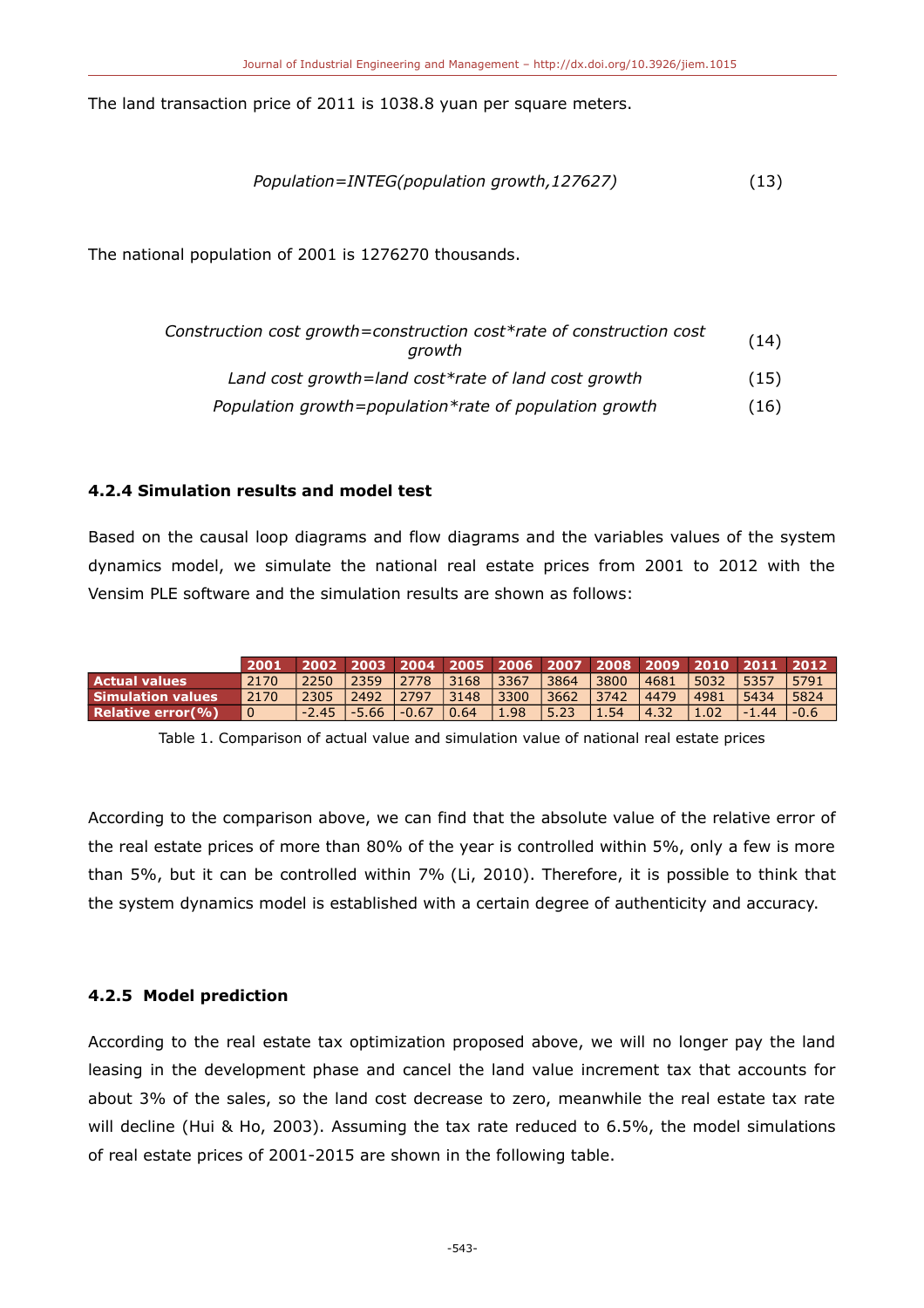The land transaction price of 2011 is 1038.8 yuan per square meters.

$$Population=INTEG(population\ growth,127627) \tag{13}$$

The national population of 2001 is 1276270 thousands.

$$Construction\ cost\ growth=construction\ cost*rate\ of\ construction\ cost\ growth \tag{14}$$

$$Land\ cost\ growth=land\ cost*rate\ of\ land\ cost\ growth \tag{15}$$

$$Population\ growth=population*rate\ of\ population\ growth \tag{16}$$

### 4.2.4 Simulation results and model test

Based on the causal loop diagrams and flow diagrams and the variables values of the system dynamics model, we simulate the national real estate prices from 2001 to 2012 with the Vensim PLE software and the simulation results are shown as follows:

| | 2001 | 2002 | 2003 | 2004 | 2005 | 2006 | 2007 | 2008 | 2009 | 2010 | 2011 | 2012 |
|---|---|---|---|---|---|---|---|---|---|---|---|---|
| **Actual values** | 2170 | 2250 | 2359 | 2778 | 3168 | 3367 | 3864 | 3800 | 4681 | 5032 | 5357 | 5791 |
| **Simulation values** | 2170 | 2305 | 2492 | 2797 | 3148 | 3300 | 3662 | 3742 | 4479 | 4981 | 5434 | 5824 |
| **Relative error(%)** | 0 | -2.45 | -5.66 | -0.67 | 0.64 | 1.98 | 5.23 | 1.54 | 4.32 | 1.02 | -1.44 | -0.6 |

Table 1. Comparison of actual value and simulation value of national real estate prices

According to the comparison above, we can find that the absolute value of the relative error of the real estate prices of more than 80% of the year is controlled within 5%, only a few is more than 5%, but it can be controlled within 7% (Li, 2010). Therefore, it is possible to think that the system dynamics model is established with a certain degree of authenticity and accuracy.

### 4.2.5 Model prediction

According to the real estate tax optimization proposed above, we will no longer pay the land leasing in the development phase and cancel the land value increment tax that accounts for about 3% of the sales, so the land cost decrease to zero, meanwhile the real estate tax rate will decline (Hui & Ho, 2003). Assuming the tax rate reduced to 6.5%, the model simulations of real estate prices of 2001-2015 are shown in the following table.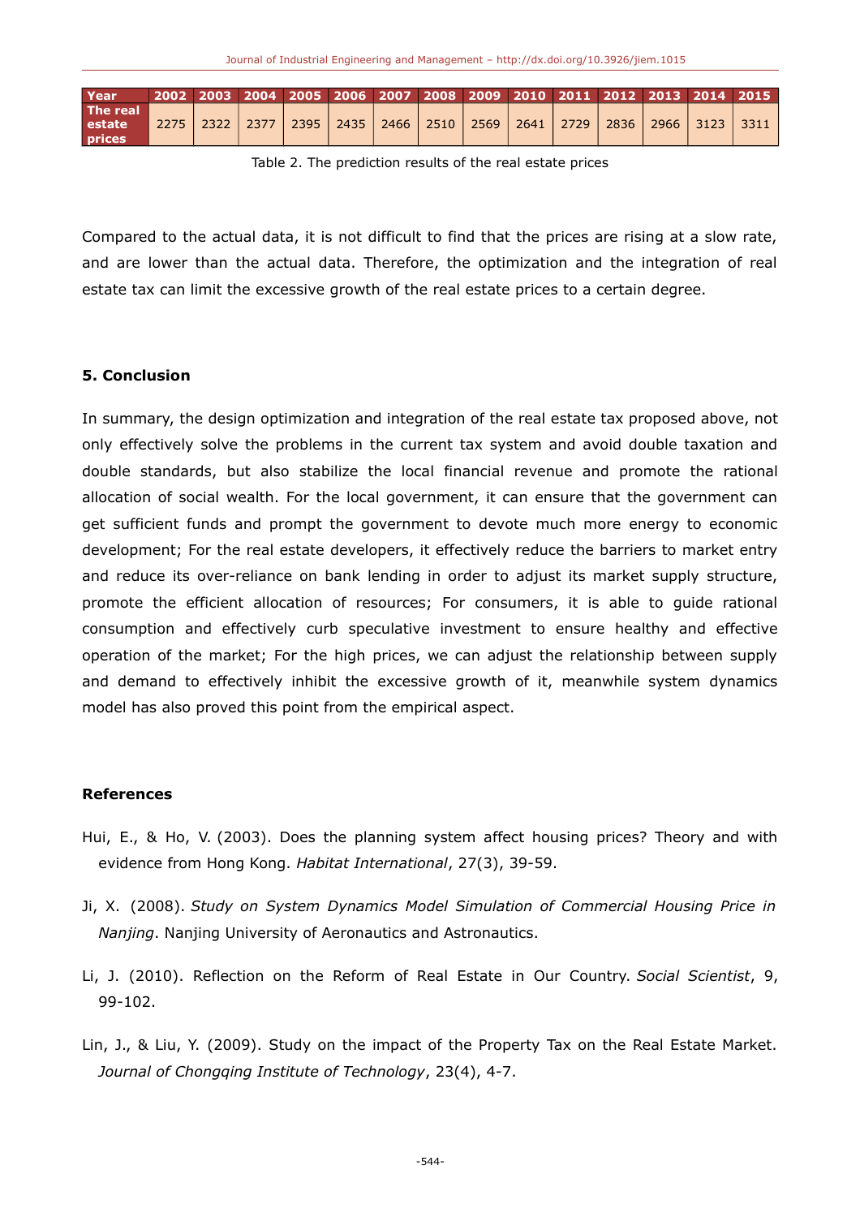| Year | 2002 | 2003 | 2004 | 2005 | 2006 | 2007 | 2008 | 2009 | 2010 | 2011 | 2012 | 2013 | 2014 | 2015 |
|---|---|---|---|---|---|---|---|---|---|---|---|---|---|---|
| The real estate prices | 2275 | 2322 | 2377 | 2395 | 2435 | 2466 | 2510 | 2569 | 2641 | 2729 | 2836 | 2966 | 3123 | 3311 |

Table 2. The prediction results of the real estate prices

Compared to the actual data, it is not difficult to find that the prices are rising at a slow rate, and are lower than the actual data. Therefore, the optimization and the integration of real estate tax can limit the excessive growth of the real estate prices to a certain degree.

## 5. Conclusion

In summary, the design optimization and integration of the real estate tax proposed above, not only effectively solve the problems in the current tax system and avoid double taxation and double standards, but also stabilize the local financial revenue and promote the rational allocation of social wealth. For the local government, it can ensure that the government can get sufficient funds and prompt the government to devote much more energy to economic development; For the real estate developers, it effectively reduce the barriers to market entry and reduce its over-reliance on bank lending in order to adjust its market supply structure, promote the efficient allocation of resources; For consumers, it is able to guide rational consumption and effectively curb speculative investment to ensure healthy and effective operation of the market; For the high prices, we can adjust the relationship between supply and demand to effectively inhibit the excessive growth of it, meanwhile system dynamics model has also proved this point from the empirical aspect.

## References

Hui, E., & Ho, V. (2003). Does the planning system affect housing prices? Theory and with evidence from Hong Kong. *Habitat International*, 27(3), 39-59.

Ji, X. (2008). *Study on System Dynamics Model Simulation of Commercial Housing Price in Nanjing*. Nanjing University of Aeronautics and Astronautics.

Li, J. (2010). Reflection on the Reform of Real Estate in Our Country. *Social Scientist*, 9, 99-102.

Lin, J., & Liu, Y. (2009). Study on the impact of the Property Tax on the Real Estate Market. *Journal of Chongqing Institute of Technology*, 23(4), 4-7.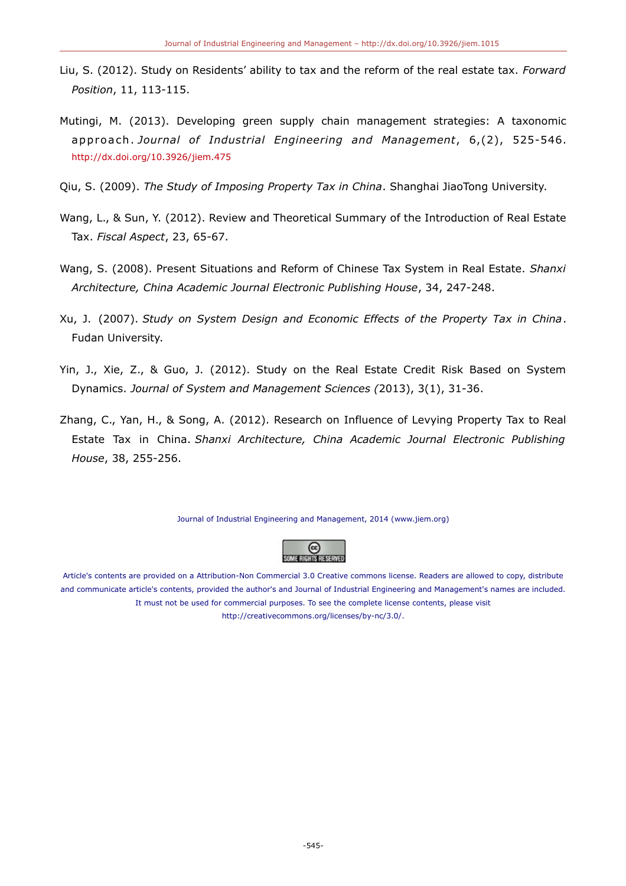Liu, S. (2012). Study on Residents' ability to tax and the reform of the real estate tax. *Forward Position*, 11, 113-115.

Mutingi, M. (2013). Developing green supply chain management strategies: A taxonomic approach. *Journal of Industrial Engineering and Management*, 6,(2), 525-546. http://dx.doi.org/10.3926/jiem.475

Qiu, S. (2009). *The Study of Imposing Property Tax in China*. Shanghai JiaoTong University.

Wang, L., & Sun, Y. (2012). Review and Theoretical Summary of the Introduction of Real Estate Tax. *Fiscal Aspect*, 23, 65-67.

Wang, S. (2008). Present Situations and Reform of Chinese Tax System in Real Estate. *Shanxi Architecture, China Academic Journal Electronic Publishing House*, 34, 247-248.

Xu, J. (2007). *Study on System Design and Economic Effects of the Property Tax in China*. Fudan University.

Yin, J., Xie, Z., & Guo, J. (2012). Study on the Real Estate Credit Risk Based on System Dynamics. *Journal of System and Management Sciences (*2013), 3(1), 31-36.

Zhang, C., Yan, H., & Song, A. (2012). Research on Influence of Levying Property Tax to Real Estate Tax in China. *Shanxi Architecture, China Academic Journal Electronic Publishing House*, 38, 255-256.

Journal of Industrial Engineering and Management, 2014 (www.jiem.org)

Article's contents are provided on a Attribution-Non Commercial 3.0 Creative commons license. Readers are allowed to copy, distribute and communicate article's contents, provided the author's and Journal of Industrial Engineering and Management's names are included. It must not be used for commercial purposes. To see the complete license contents, please visit http://creativecommons.org/licenses/by-nc/3.0/.